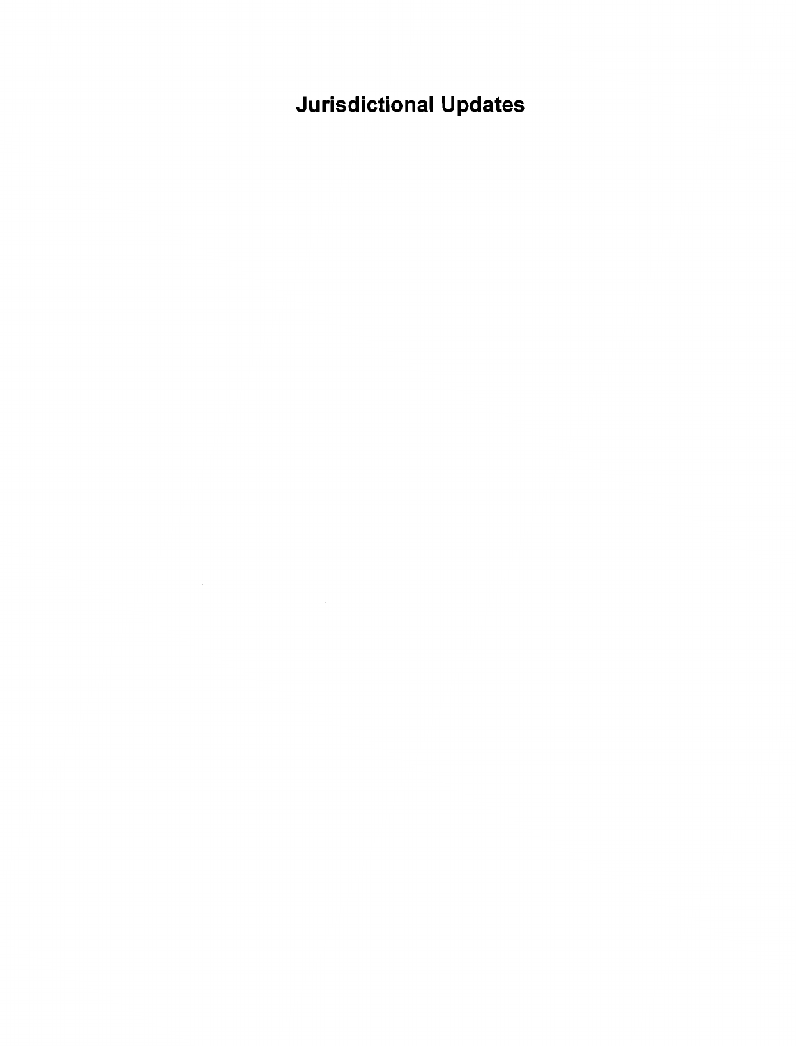# Jurisdictional Updates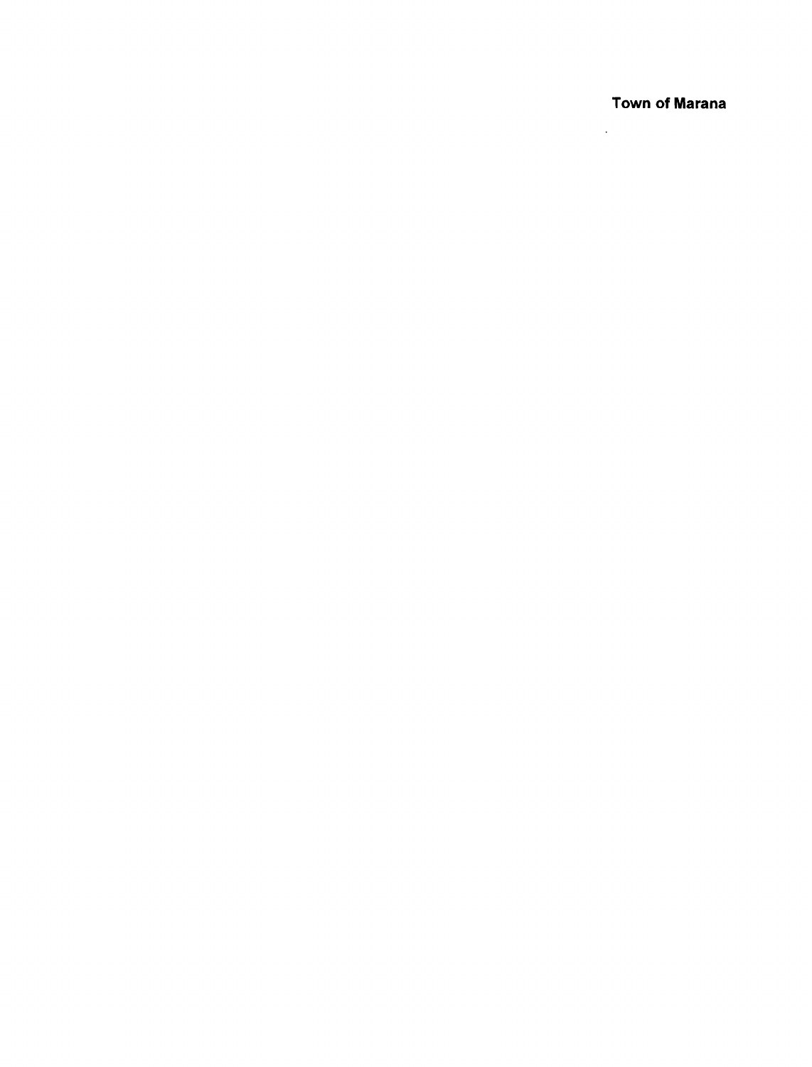**Town of Marana**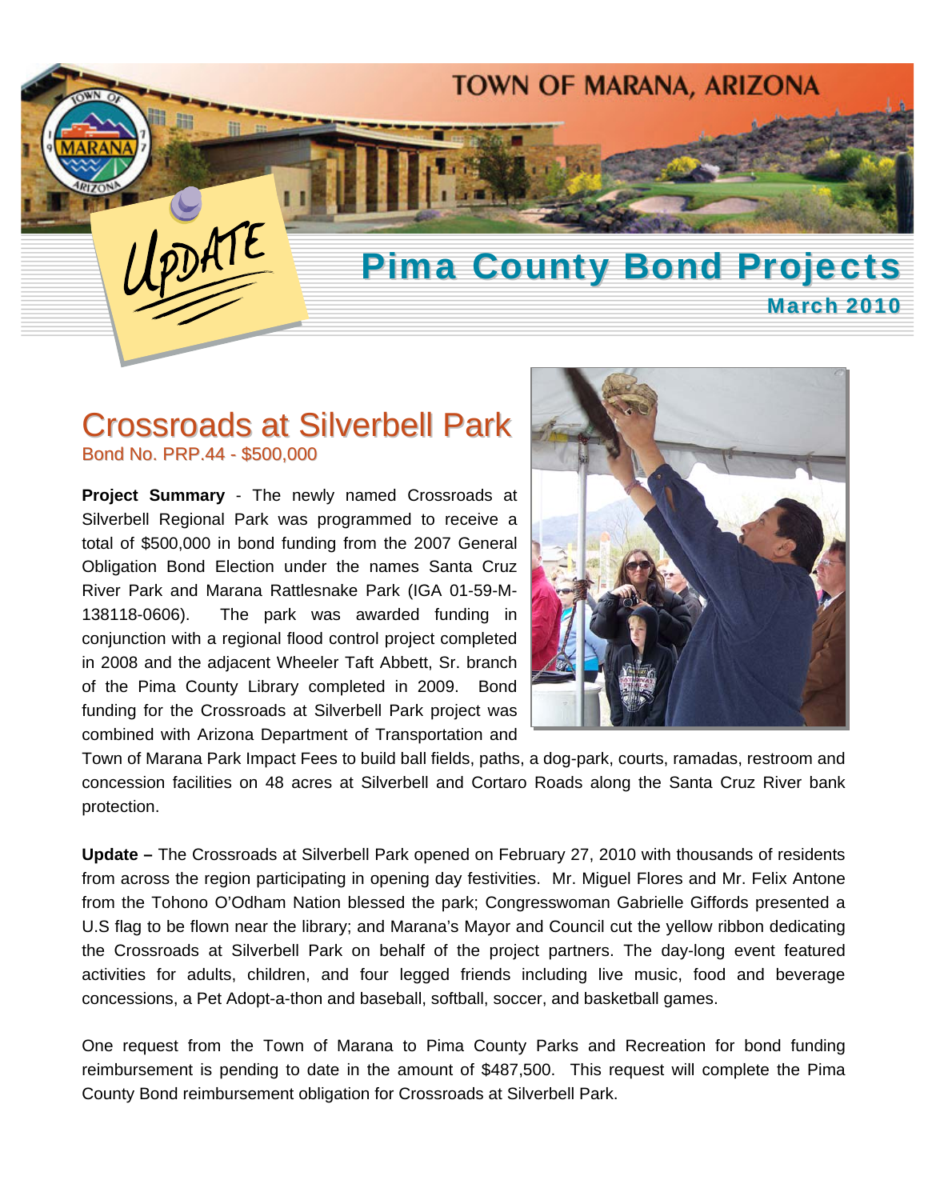TOWN OF MARANA, ARIZONA

UPDATE

# Pima County Bond Projects

**March 2010**

## Crossroads at Silverbell Park

Bond No. PRP.44 - $500,000

**Project Summary** - The newly named Crossroads at Silverbell Regional Park was programmed to receive a total of $500,000 in bond funding from the 2007 General Obligation Bond Election under the names Santa Cruz River Park and Marana Rattlesnake Park (IGA 01-59-M-138118-0606). The park was awarded funding in conjunction with a regional flood control project completed in 2008 and the adjacent Wheeler Taft Abbett, Sr. branch of the Pima County Library completed in 2009. Bond funding for the Crossroads at Silverbell Park project was combined with Arizona Department of Transportation and Town of Marana Park Impact Fees to build ball fields, paths, a dog-park, courts, ramadas, restroom and concession facilities on 48 acres at Silverbell and Cortaro Roads along the Santa Cruz River bank protection.

**Update –** The Crossroads at Silverbell Park opened on February 27, 2010 with thousands of residents from across the region participating in opening day festivities. Mr. Miguel Flores and Mr. Felix Antone from the Tohono O'Odham Nation blessed the park; Congresswoman Gabrielle Giffords presented a U.S flag to be flown near the library; and Marana's Mayor and Council cut the yellow ribbon dedicating the Crossroads at Silverbell Park on behalf of the project partners. The day-long event featured activities for adults, children, and four legged friends including live music, food and beverage concessions, a Pet Adopt-a-thon and baseball, softball, soccer, and basketball games.

One request from the Town of Marana to Pima County Parks and Recreation for bond funding reimbursement is pending to date in the amount of $487,500. This request will complete the Pima County Bond reimbursement obligation for Crossroads at Silverbell Park.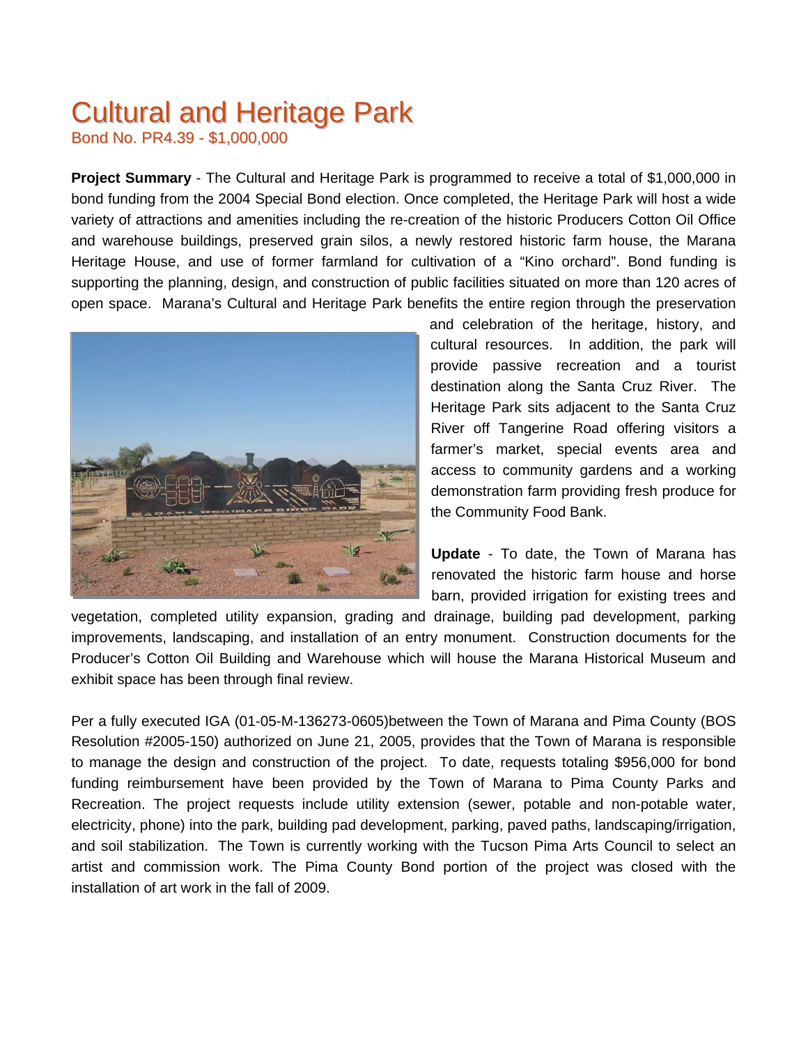# Cultural and Heritage Park

Bond No. PR4.39 - $1,000,000

**Project Summary** - The Cultural and Heritage Park is programmed to receive a total of $1,000,000 in bond funding from the 2004 Special Bond election. Once completed, the Heritage Park will host a wide variety of attractions and amenities including the re-creation of the historic Producers Cotton Oil Office and warehouse buildings, preserved grain silos, a newly restored historic farm house, the Marana Heritage House, and use of former farmland for cultivation of a "Kino orchard". Bond funding is supporting the planning, design, and construction of public facilities situated on more than 120 acres of open space. Marana's Cultural and Heritage Park benefits the entire region through the preservation and celebration of the heritage, history, and cultural resources. In addition, the park will provide passive recreation and a tourist destination along the Santa Cruz River. The Heritage Park sits adjacent to the Santa Cruz River off Tangerine Road offering visitors a farmer's market, special events area and access to community gardens and a working demonstration farm providing fresh produce for the Community Food Bank.

**Update** - To date, the Town of Marana has renovated the historic farm house and horse barn, provided irrigation for existing trees and vegetation, completed utility expansion, grading and drainage, building pad development, parking improvements, landscaping, and installation of an entry monument. Construction documents for the Producer's Cotton Oil Building and Warehouse which will house the Marana Historical Museum and exhibit space has been through final review.

Per a fully executed IGA (01-05-M-136273-0605)between the Town of Marana and Pima County (BOS Resolution #2005-150) authorized on June 21, 2005, provides that the Town of Marana is responsible to manage the design and construction of the project. To date, requests totaling $956,000 for bond funding reimbursement have been provided by the Town of Marana to Pima County Parks and Recreation. The project requests include utility extension (sewer, potable and non-potable water, electricity, phone) into the park, building pad development, parking, paved paths, landscaping/irrigation, and soil stabilization. The Town is currently working with the Tucson Pima Arts Council to select an artist and commission work. The Pima County Bond portion of the project was closed with the installation of art work in the fall of 2009.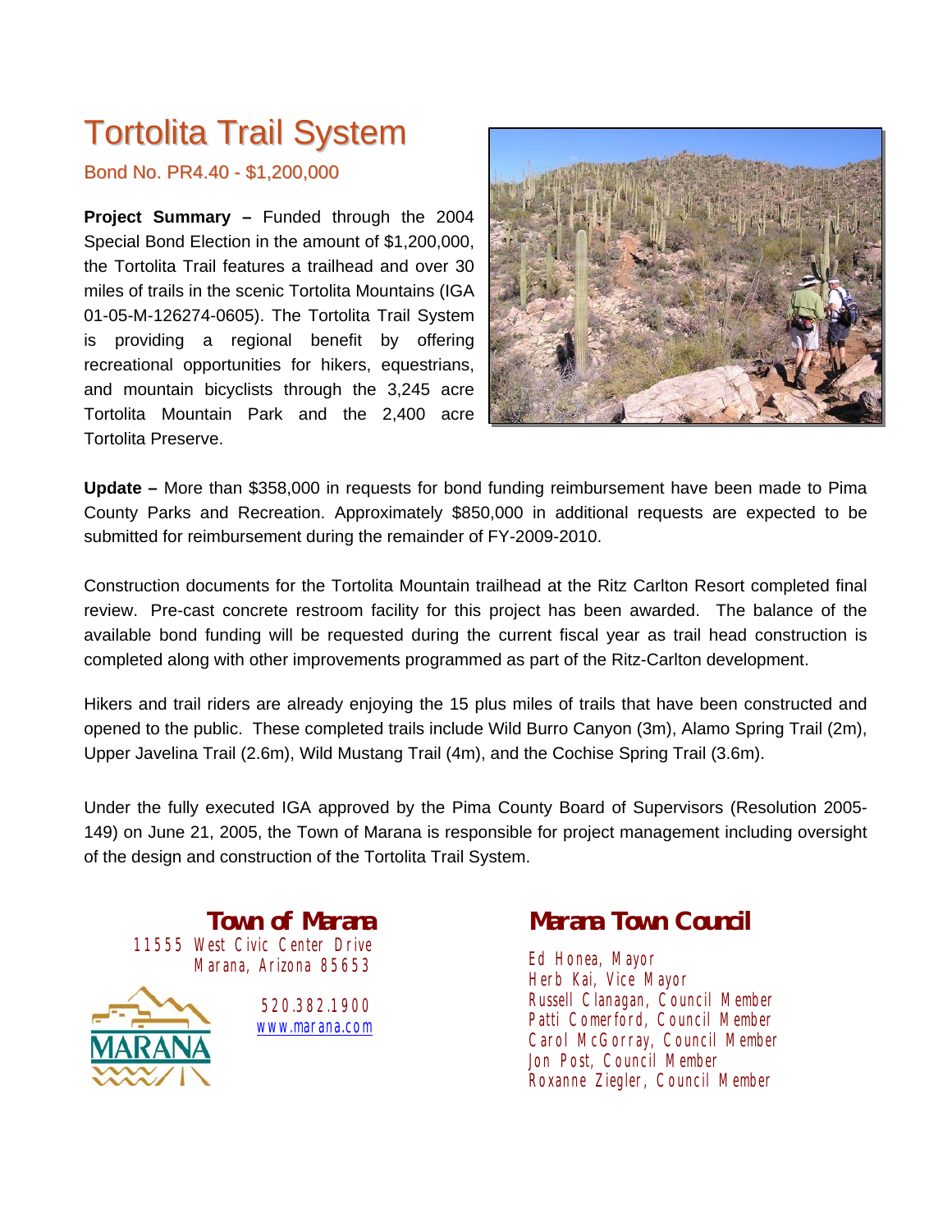# Tortolita Trail System

Bond No. PR4.40 - $1,200,000

**Project Summary –** Funded through the 2004 Special Bond Election in the amount of $1,200,000, the Tortolita Trail features a trailhead and over 30 miles of trails in the scenic Tortolita Mountains (IGA 01-05-M-126274-0605). The Tortolita Trail System is providing a regional benefit by offering recreational opportunities for hikers, equestrians, and mountain bicyclists through the 3,245 acre Tortolita Mountain Park and the 2,400 acre Tortolita Preserve.

**Update –** More than $358,000 in requests for bond funding reimbursement have been made to Pima County Parks and Recreation. Approximately $850,000 in additional requests are expected to be submitted for reimbursement during the remainder of FY-2009-2010.

Construction documents for the Tortolita Mountain trailhead at the Ritz Carlton Resort completed final review. Pre-cast concrete restroom facility for this project has been awarded. The balance of the available bond funding will be requested during the current fiscal year as trail head construction is completed along with other improvements programmed as part of the Ritz-Carlton development.

Hikers and trail riders are already enjoying the 15 plus miles of trails that have been constructed and opened to the public. These completed trails include Wild Burro Canyon (3m), Alamo Spring Trail (2m), Upper Javelina Trail (2.6m), Wild Mustang Trail (4m), and the Cochise Spring Trail (3.6m).

Under the fully executed IGA approved by the Pima County Board of Supervisors (Resolution 2005-149) on June 21, 2005, the Town of Marana is responsible for project management including oversight of the design and construction of the Tortolita Trail System.

**Town of Marana**
11555 West Civic Center Drive
Marana, Arizona 85653

520.382.1900
www.marana.com

**Marana Town Council**

Ed Honea, Mayor
Herb Kai, Vice Mayor
Russell Clanagan, Council Member
Patti Comerford, Council Member
Carol McGorray, Council Member
Jon Post, Council Member
Roxanne Ziegler, Council Member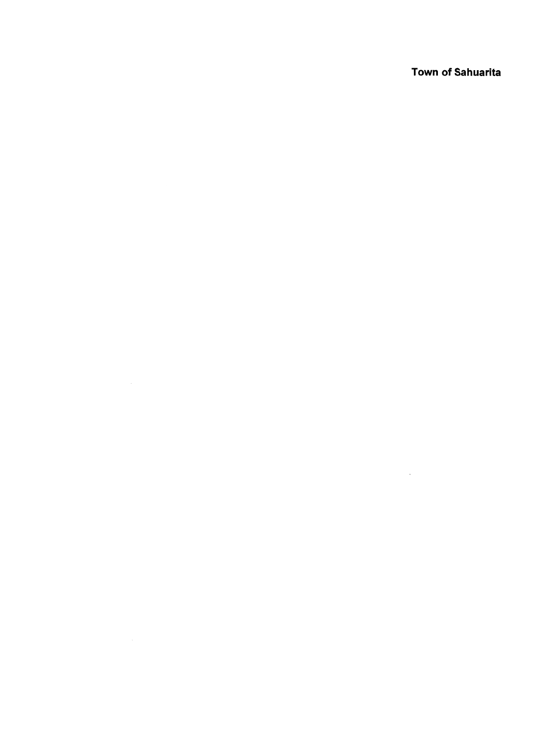**Town of Sahuarita**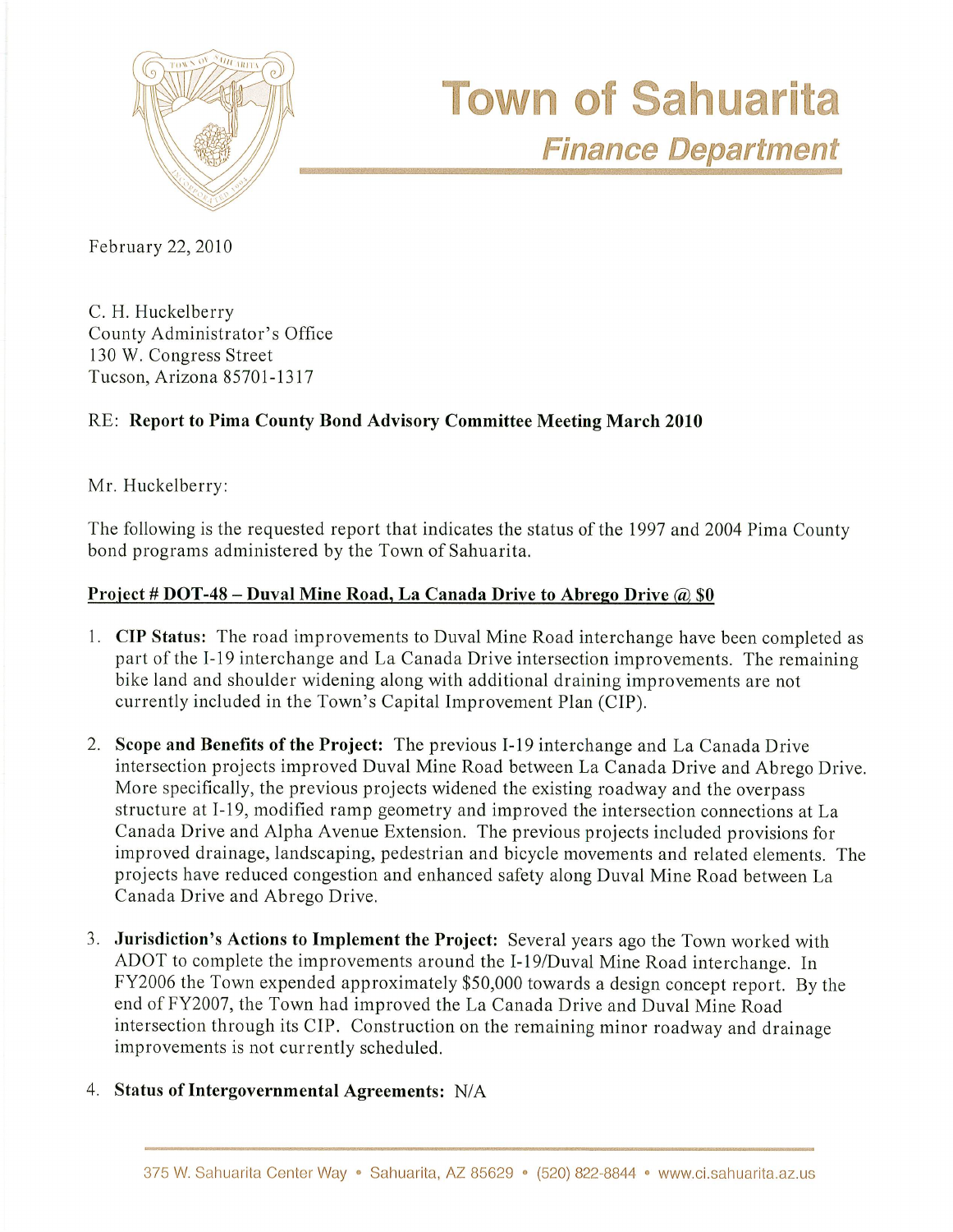# Town of Sahuarita

## *Finance Department*

February 22, 2010

C. H. Huckelberry
County Administrator's Office
130 W. Congress Street
Tucson, Arizona 85701-1317

RE: **Report to Pima County Bond Advisory Committee Meeting March 2010**

Mr. Huckelberry:

The following is the requested report that indicates the status of the 1997 and 2004 Pima County bond programs administered by the Town of Sahuarita.

**Project # DOT-48 – Duval Mine Road, La Canada Drive to Abrego Drive @ $0**

1. **CIP Status:** The road improvements to Duval Mine Road interchange have been completed as part of the I-19 interchange and La Canada Drive intersection improvements. The remaining bike land and shoulder widening along with additional draining improvements are not currently included in the Town's Capital Improvement Plan (CIP).

2. **Scope and Benefits of the Project:** The previous I-19 interchange and La Canada Drive intersection projects improved Duval Mine Road between La Canada Drive and Abrego Drive. More specifically, the previous projects widened the existing roadway and the overpass structure at I-19, modified ramp geometry and improved the intersection connections at La Canada Drive and Alpha Avenue Extension. The previous projects included provisions for improved drainage, landscaping, pedestrian and bicycle movements and related elements. The projects have reduced congestion and enhanced safety along Duval Mine Road between La Canada Drive and Abrego Drive.

3. **Jurisdiction's Actions to Implement the Project:** Several years ago the Town worked with ADOT to complete the improvements around the I-19/Duval Mine Road interchange. In FY2006 the Town expended approximately $50,000 towards a design concept report. By the end of FY2007, the Town had improved the La Canada Drive and Duval Mine Road intersection through its CIP. Construction on the remaining minor roadway and drainage improvements is not currently scheduled.

4. **Status of Intergovernmental Agreements:** N/A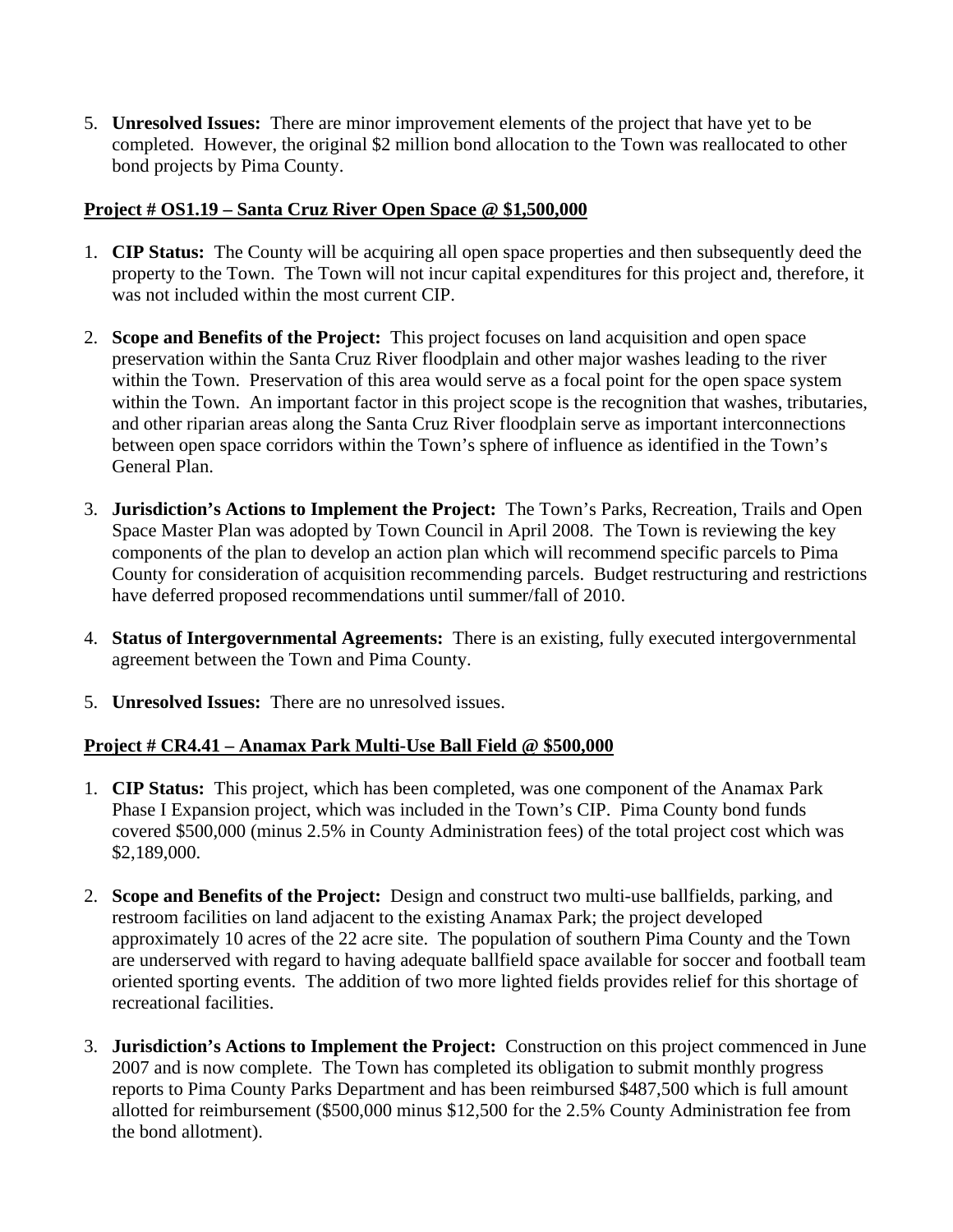5. **Unresolved Issues:** There are minor improvement elements of the project that have yet to be completed. However, the original $2 million bond allocation to the Town was reallocated to other bond projects by Pima County.

**Project # OS1.19 – Santa Cruz River Open Space @ $1,500,000**

1. **CIP Status:** The County will be acquiring all open space properties and then subsequently deed the property to the Town. The Town will not incur capital expenditures for this project and, therefore, it was not included within the most current CIP.

2. **Scope and Benefits of the Project:** This project focuses on land acquisition and open space preservation within the Santa Cruz River floodplain and other major washes leading to the river within the Town. Preservation of this area would serve as a focal point for the open space system within the Town. An important factor in this project scope is the recognition that washes, tributaries, and other riparian areas along the Santa Cruz River floodplain serve as important interconnections between open space corridors within the Town's sphere of influence as identified in the Town's General Plan.

3. **Jurisdiction's Actions to Implement the Project:** The Town's Parks, Recreation, Trails and Open Space Master Plan was adopted by Town Council in April 2008. The Town is reviewing the key components of the plan to develop an action plan which will recommend specific parcels to Pima County for consideration of acquisition recommending parcels. Budget restructuring and restrictions have deferred proposed recommendations until summer/fall of 2010.

4. **Status of Intergovernmental Agreements:** There is an existing, fully executed intergovernmental agreement between the Town and Pima County.

5. **Unresolved Issues:** There are no unresolved issues.

**Project # CR4.41 – Anamax Park Multi-Use Ball Field @ $500,000**

1. **CIP Status:** This project, which has been completed, was one component of the Anamax Park Phase I Expansion project, which was included in the Town's CIP. Pima County bond funds covered $500,000 (minus 2.5% in County Administration fees) of the total project cost which was $2,189,000.

2. **Scope and Benefits of the Project:** Design and construct two multi-use ballfields, parking, and restroom facilities on land adjacent to the existing Anamax Park; the project developed approximately 10 acres of the 22 acre site. The population of southern Pima County and the Town are underserved with regard to having adequate ballfield space available for soccer and football team oriented sporting events. The addition of two more lighted fields provides relief for this shortage of recreational facilities.

3. **Jurisdiction's Actions to Implement the Project:** Construction on this project commenced in June 2007 and is now complete. The Town has completed its obligation to submit monthly progress reports to Pima County Parks Department and has been reimbursed $487,500 which is full amount allotted for reimbursement ($500,000 minus $12,500 for the 2.5% County Administration fee from the bond allotment).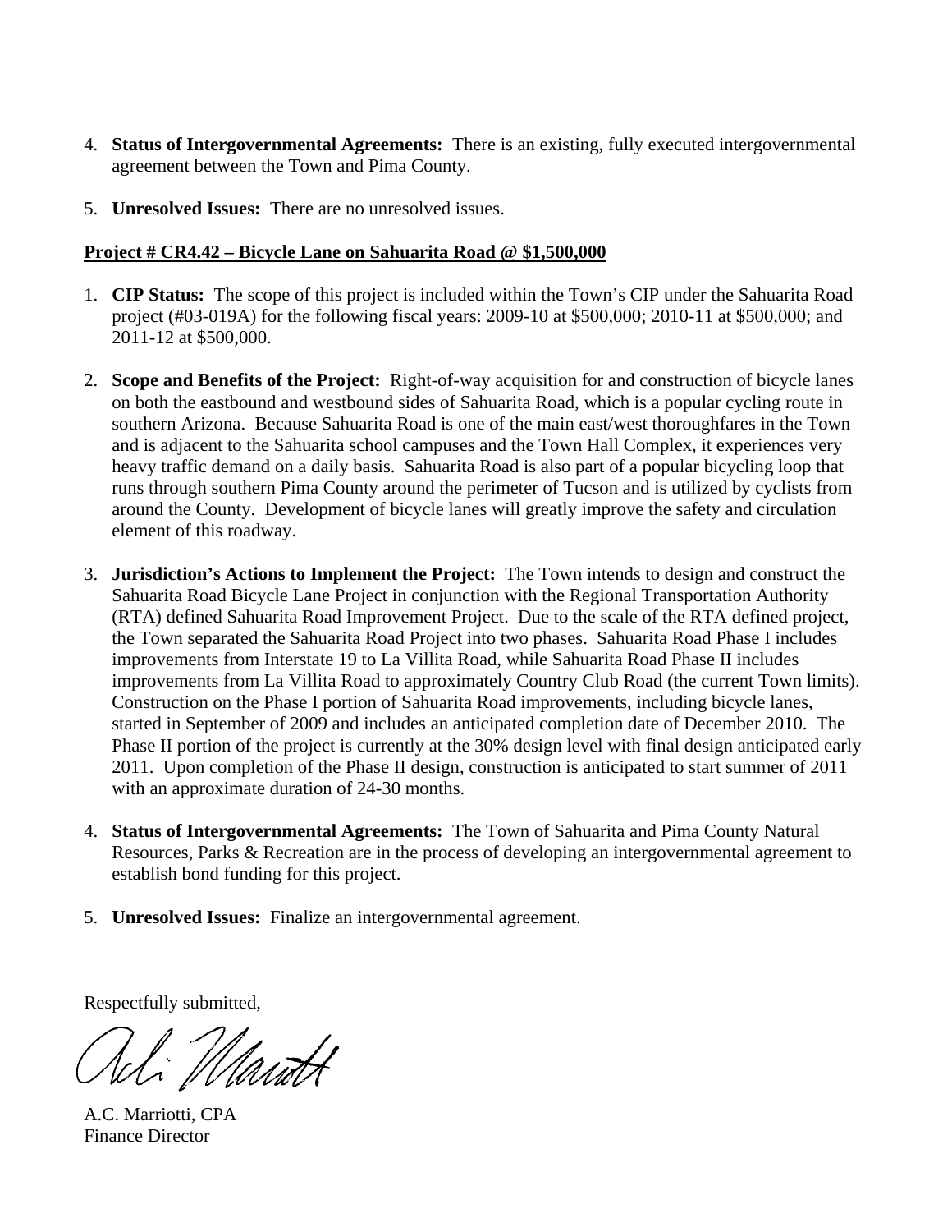4. **Status of Intergovernmental Agreements:** There is an existing, fully executed intergovernmental agreement between the Town and Pima County.

5. **Unresolved Issues:** There are no unresolved issues.

**Project # CR4.42 – Bicycle Lane on Sahuarita Road @ $1,500,000**

1. **CIP Status:** The scope of this project is included within the Town's CIP under the Sahuarita Road project (#03-019A) for the following fiscal years: 2009-10 at $500,000; 2010-11 at $500,000; and 2011-12 at $500,000.

2. **Scope and Benefits of the Project:** Right-of-way acquisition for and construction of bicycle lanes on both the eastbound and westbound sides of Sahuarita Road, which is a popular cycling route in southern Arizona. Because Sahuarita Road is one of the main east/west thoroughfares in the Town and is adjacent to the Sahuarita school campuses and the Town Hall Complex, it experiences very heavy traffic demand on a daily basis. Sahuarita Road is also part of a popular bicycling loop that runs through southern Pima County around the perimeter of Tucson and is utilized by cyclists from around the County. Development of bicycle lanes will greatly improve the safety and circulation element of this roadway.

3. **Jurisdiction's Actions to Implement the Project:** The Town intends to design and construct the Sahuarita Road Bicycle Lane Project in conjunction with the Regional Transportation Authority (RTA) defined Sahuarita Road Improvement Project. Due to the scale of the RTA defined project, the Town separated the Sahuarita Road Project into two phases. Sahuarita Road Phase I includes improvements from Interstate 19 to La Villita Road, while Sahuarita Road Phase II includes improvements from La Villita Road to approximately Country Club Road (the current Town limits). Construction on the Phase I portion of Sahuarita Road improvements, including bicycle lanes, started in September of 2009 and includes an anticipated completion date of December 2010. The Phase II portion of the project is currently at the 30% design level with final design anticipated early 2011. Upon completion of the Phase II design, construction is anticipated to start summer of 2011 with an approximate duration of 24-30 months.

4. **Status of Intergovernmental Agreements:** The Town of Sahuarita and Pima County Natural Resources, Parks & Recreation are in the process of developing an intergovernmental agreement to establish bond funding for this project.

5. **Unresolved Issues:** Finalize an intergovernmental agreement.

Respectfully submitted,

A.C. Marriotti, CPA
Finance Director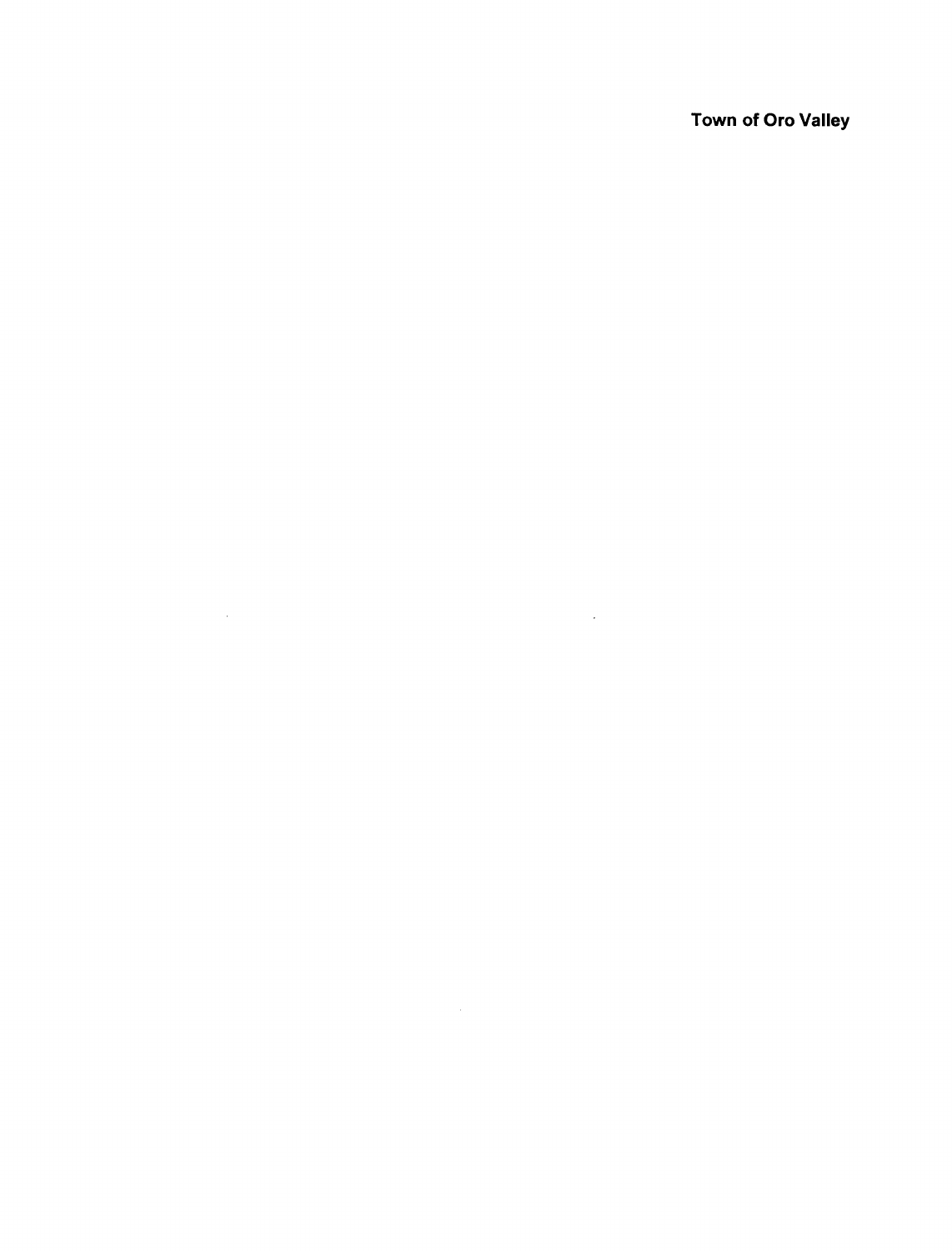**Town of Oro Valley**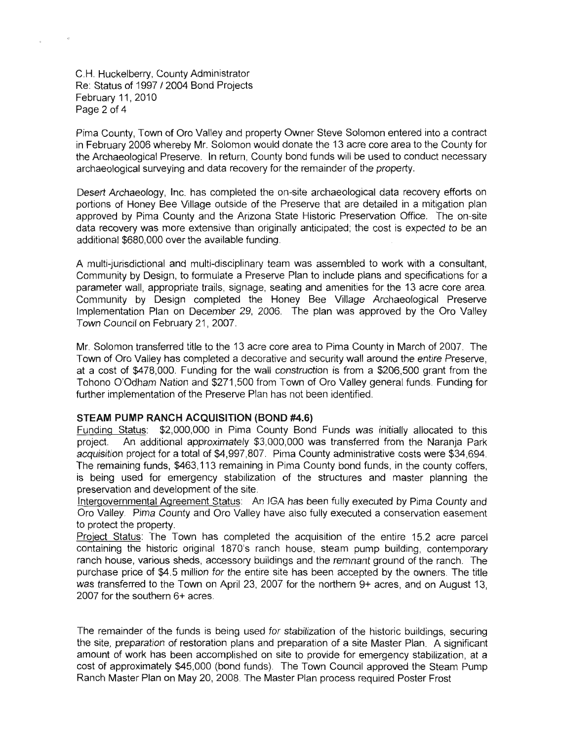Pima County, Town of Oro Valley and property Owner Steve Solomon entered into a contract in February 2006 whereby Mr. Solomon would donate the 13 acre core area to the County for the Archaeological Preserve. In return, County bond funds will be used to conduct necessary archaeological surveying and data recovery for the remainder of the property.

Desert Archaeology, Inc. has completed the on-site archaeological data recovery efforts on portions of Honey Bee Village outside of the Preserve that are detailed in a mitigation plan approved by Pima County and the Arizona State Historic Preservation Office. The on-site data recovery was more extensive than originally anticipated; the cost is expected to be an additional $680,000 over the available funding.

A multi-jurisdictional and multi-disciplinary team was assembled to work with a consultant, Community by Design, to formulate a Preserve Plan to include plans and specifications for a parameter wall, appropriate trails, signage, seating and amenities for the 13 acre core area. Community by Design completed the Honey Bee Village Archaeological Preserve Implementation Plan on December 29, 2006. The plan was approved by the Oro Valley Town Council on February 21, 2007.

Mr. Solomon transferred title to the 13 acre core area to Pima County in March of 2007. The Town of Oro Valley has completed a decorative and security wall around the entire Preserve, at a cost of $478,000. Funding for the wall construction is from a $206,500 grant from the Tohono O'Odham Nation and $271,500 from Town of Oro Valley general funds. Funding for further implementation of the Preserve Plan has not been identified.

**STEAM PUMP RANCH ACQUISITION (BOND #4.6)**

Funding Status: $2,000,000 in Pima County Bond Funds was initially allocated to this project. An additional approximately $3,000,000 was transferred from the Naranja Park acquisition project for a total of $4,997,807. Pima County administrative costs were $34,694. The remaining funds, $463,113 remaining in Pima County bond funds, in the county coffers, is being used for emergency stabilization of the structures and master planning the preservation and development of the site.

Intergovernmental Agreement Status: An IGA has been fully executed by Pima County and Oro Valley. Pima County and Oro Valley have also fully executed a conservation easement to protect the property.

Project Status: The Town has completed the acquisition of the entire 15.2 acre parcel containing the historic original 1870's ranch house, steam pump building, contemporary ranch house, various sheds, accessory buildings and the remnant ground of the ranch. The purchase price of $4.5 million for the entire site has been accepted by the owners. The title was transferred to the Town on April 23, 2007 for the northern 9+ acres, and on August 13, 2007 for the southern 6+ acres.

The remainder of the funds is being used for stabilization of the historic buildings, securing the site, preparation of restoration plans and preparation of a site Master Plan. A significant amount of work has been accomplished on site to provide for emergency stabilization, at a cost of approximately $45,000 (bond funds). The Town Council approved the Steam Pump Ranch Master Plan on May 20, 2008. The Master Plan process required Poster Frost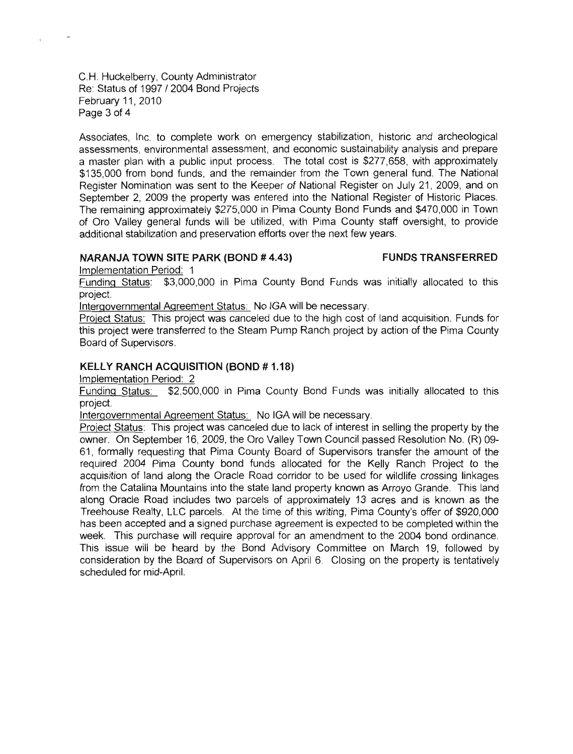Associates, Inc. to complete work on emergency stabilization, historic and archeological assessments, environmental assessment, and economic sustainability analysis and prepare a master plan with a public input process. The total cost is $277,658, with approximately $135,000 from bond funds, and the remainder from the Town general fund. The National Register Nomination was sent to the Keeper of National Register on July 21, 2009, and on September 2, 2009 the property was entered into the National Register of Historic Places. The remaining approximately $275,000 in Pima County Bond Funds and $470,000 in Town of Oro Valley general funds will be utilized, with Pima County staff oversight, to provide additional stabilization and preservation efforts over the next few years.

**NARANJA TOWN SITE PARK (BOND # 4.43) FUNDS TRANSFERRED**

Implementation Period: 1

Funding Status: $3,000,000 in Pima County Bond Funds was initially allocated to this project.

Intergovernmental Agreement Status: No IGA will be necessary.

Project Status: This project was canceled due to the high cost of land acquisition. Funds for this project were transferred to the Steam Pump Ranch project by action of the Pima County Board of Supervisors.

**KELLY RANCH ACQUISITION (BOND # 1.18)**

Implementation Period: 2

Funding Status: $2,500,000 in Pima County Bond Funds was initially allocated to this project.

Intergovernmental Agreement Status: No IGA will be necessary.

Project Status: This project was canceled due to lack of interest in selling the property by the owner. On September 16, 2009, the Oro Valley Town Council passed Resolution No. (R) 09-61, formally requesting that Pima County Board of Supervisors transfer the amount of the required 2004 Pima County bond funds allocated for the Kelly Ranch Project to the acquisition of land along the Oracle Road corridor to be used for wildlife crossing linkages from the Catalina Mountains into the state land property known as Arroyo Grande. This land along Oracle Road includes two parcels of approximately 13 acres and is known as the Treehouse Realty, LLC parcels. At the time of this writing, Pima County's offer of $920,000 has been accepted and a signed purchase agreement is expected to be completed within the week. This purchase will require approval for an amendment to the 2004 bond ordinance. This issue will be heard by the Bond Advisory Committee on March 19, followed by consideration by the Board of Supervisors on April 6. Closing on the property is tentatively scheduled for mid-April.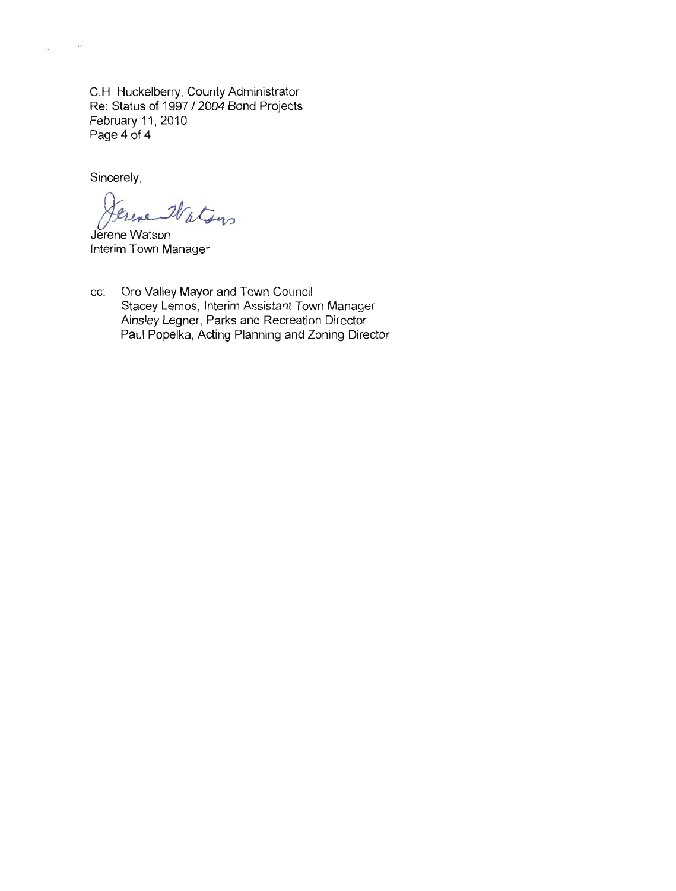C.H. Huckelberry, County Administrator
Re: Status of 1997 / 2004 Bond Projects
February 11, 2010

Sincerely,

Jerene Watson
Interim Town Manager

cc: Oro Valley Mayor and Town Council
Stacey Lemos, Interim Assistant Town Manager
Ainsley Legner, Parks and Recreation Director
Paul Popelka, Acting Planning and Zoning Director